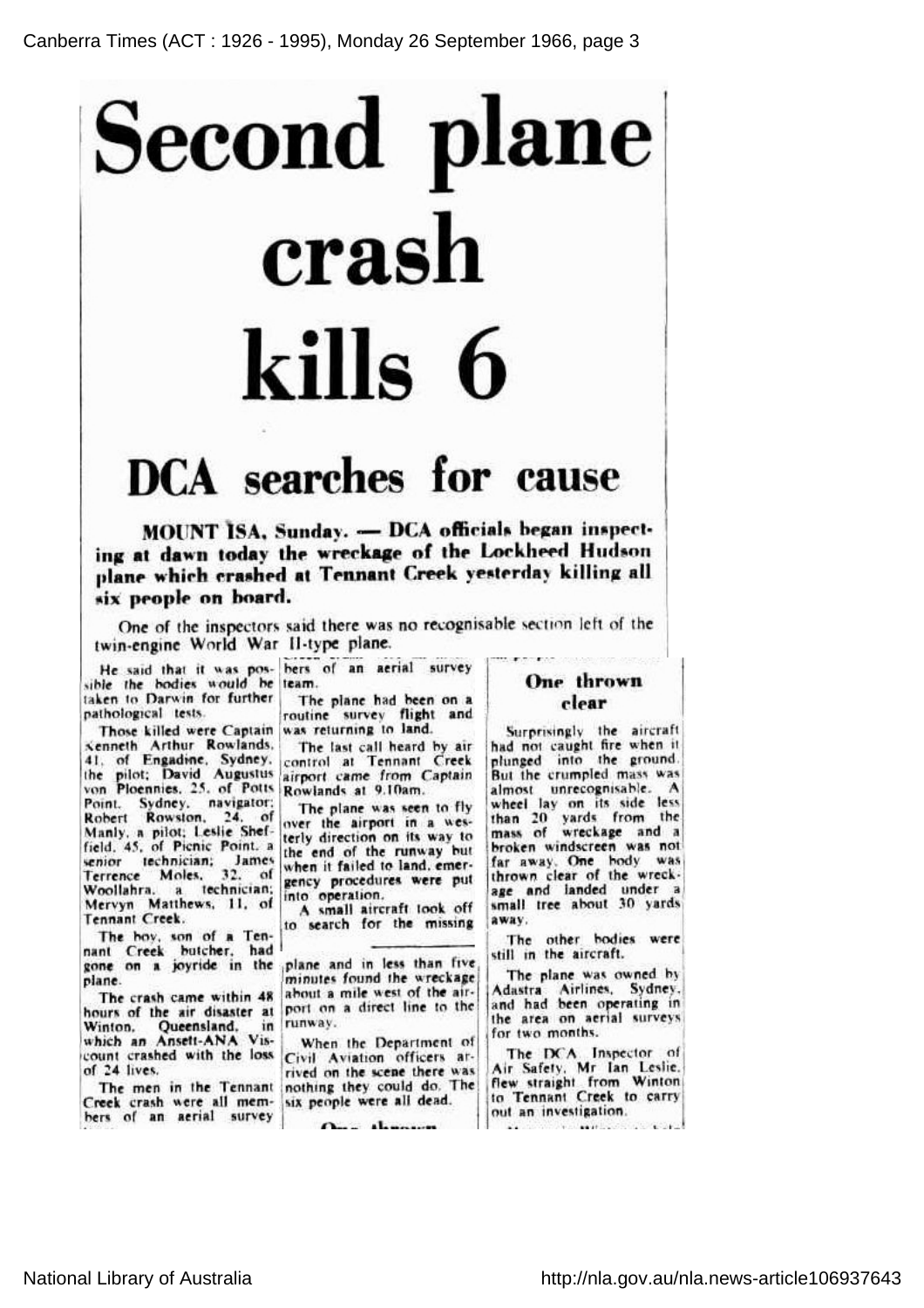# Second plane crash kills 6

## DCA searches for cause

**MOUNT ISA, Sunday. — DCA officials began inspecting at dawn today the wreckage of the Lockheed Hudson plane which crashed at Tennant Creek yesterday killing all six people on board.**

One of the inspectors said there was no recognisable section left of the twin-engine World War II-type plane.

He said that it was possible the bodies would be taken to Darwin for further pathological tests.

Those killed were Captain Kenneth Arthur Rowlands, 41, of Engadine, Sydney, the pilot; David Augustus von Ploennies, 25, of Potts Point, Sydney, navigator; Robert Rowston, 24, of Manly, a pilot; Leslie Sheffield, 45, of Picnic Point, a senior technician; James Terrence Moles, 32, of Woollahra, a technician; Mervyn Matthews, 11, of Tennant Creek.

The boy, son of a Tennant Creek butcher, had gone on a joyride in the plane.

The crash came within 48 hours of the air disaster at Winton, Queensland, in which an Ansett-ANA Viscount crashed with the loss of 24 lives.

The men in the Tennant Creek crash were all members of an aerial survey team.

The plane had been on a routine survey flight and was returning to land.

The last call heard by air control at Tennant Creek airport came from Captain Rowlands at 9.10am.

The plane was seen to fly over the airport in a westerly direction on its way to the end of the runway but when it failed to land, emergency procedures were put into operation.

A small aircraft took off to search for the missing plane and in less than five minutes found the wreckage about a mile west of the airport on a direct line to the runway.

When the Department of Civil Aviation officers arrived on the scene there was nothing they could do. The six people were all dead.

### One thrown clear

Surprisingly the aircraft had not caught fire when it plunged into the ground. But the crumpled mass was almost unrecognisable. A wheel lay on its side less than 20 yards from the mass of wreckage and a broken windscreen was not far away. One body was thrown clear of the wreckage and landed under a small tree about 30 yards away.

The other bodies were still in the aircraft.

The plane was owned by Adastra Airlines, Sydney, and had been operating in the area on aerial surveys for two months.

The DCA Inspector of Air Safety, Mr Ian Leslie, flew straight from Winton to Tennant Creek to carry out an investigation.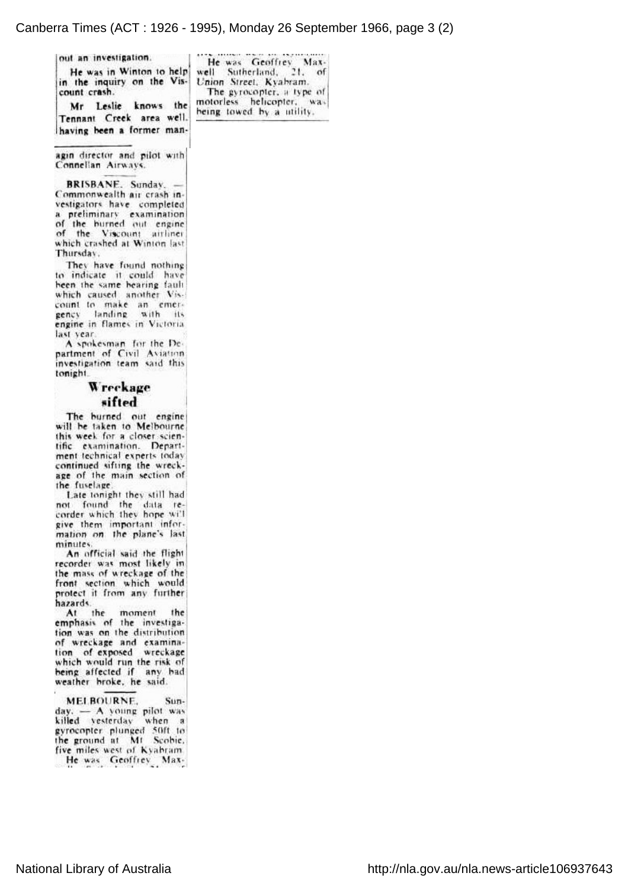out an investigation.

He was in Winton to help in the inquiry on the Viscount crash.

Mr Leslie knows the Tennant Creek area well, having been a former managin director and pilot with Connellan Airways.

BRISBANE, Sunday. — Commonwealth air crash investigators have completed a preliminary examination of the burned out engine of the Viscount airliner which crashed at Winton last Thursday.

They have found nothing to indicate it could have been the same bearing fault which caused another Viscount to make an emergency landing with its engine in flames in Victoria last year.

A spokesman for the Department of Civil Aviation investigation team said this tonight.

## Wreckage sifted

The burned out engine will be taken to Melbourne this week for a closer scientific examination. Department technical experts today continued sifting the wreckage of the main section of the fuselage.

Late tonight they still had not found the data recorder which they hope wi'l give them important information on the plane's last minutes.

An official said the flight recorder was most likely in the mass of wreckage of the front section which would protect it from any further hazards.

At the moment the emphasis of the investigation was on the distribution of wreckage and examination of exposed wreckage which would run the risk of being affected if any bad weather broke, he said.

MELBOURNE, Sunday. — A young pilot was killed yesterday when a gyrocopter plunged 50ft to the ground at Mt Scobie, five miles west of Kyabram.

He was Geoffrey Maxwell Sutherland, 21, of Union Street, Kyabram.

The gyrocopter, a type of motorless helicopter, was being towed by a utility.